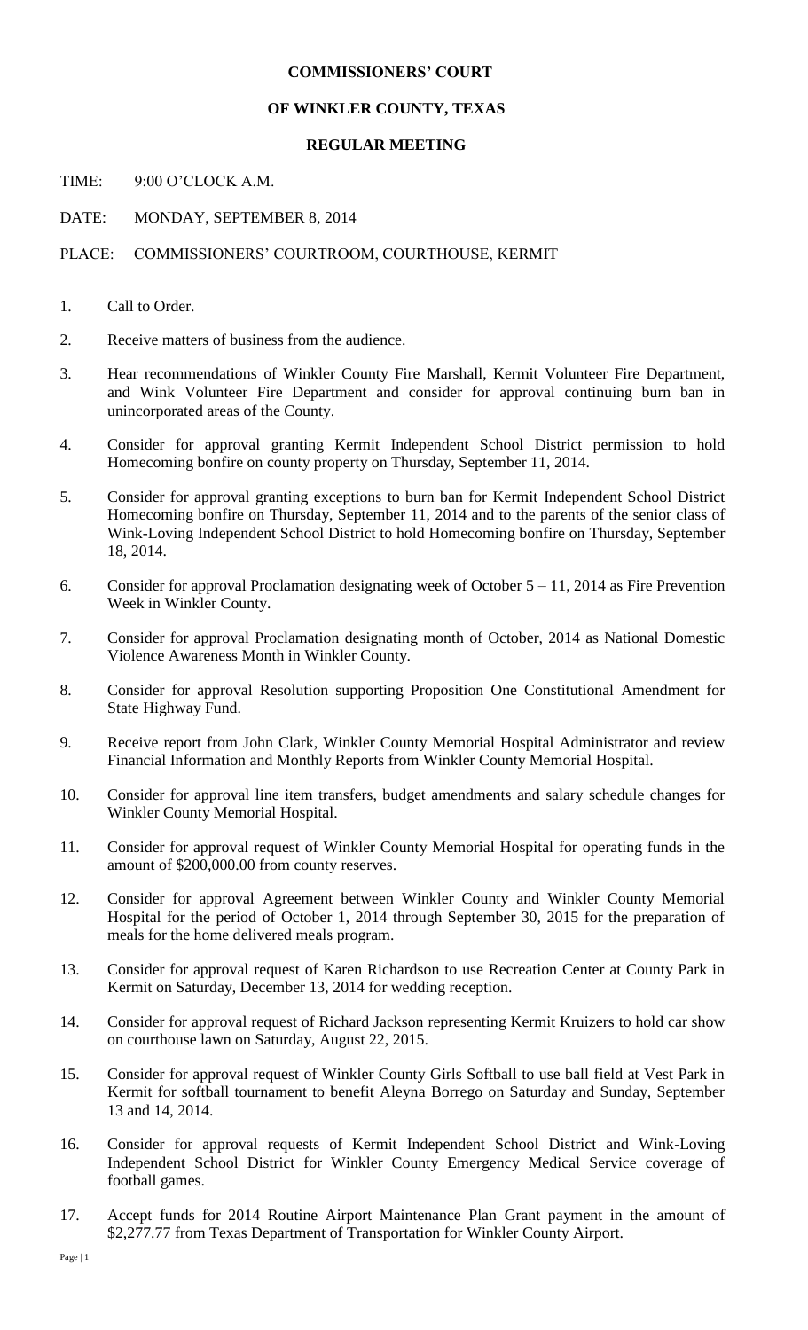# COMMISSIONERS' COURT

# OF WINKLER COUNTY, TEXAS

## REGULAR MEETING

TIME: 9:00 O'CLOCK A.M.

DATE: MONDAY, SEPTEMBER 8, 2014

PLACE: COMMISSIONERS' COURTROOM, COURTHOUSE, KERMIT

1. Call to Order.
2. Receive matters of business from the audience.
3. Hear recommendations of Winkler County Fire Marshall, Kermit Volunteer Fire Department, and Wink Volunteer Fire Department and consider for approval continuing burn ban in unincorporated areas of the County.
4. Consider for approval granting Kermit Independent School District permission to hold Homecoming bonfire on county property on Thursday, September 11, 2014.
5. Consider for approval granting exceptions to burn ban for Kermit Independent School District Homecoming bonfire on Thursday, September 11, 2014 and to the parents of the senior class of Wink-Loving Independent School District to hold Homecoming bonfire on Thursday, September 18, 2014.
6. Consider for approval Proclamation designating week of October 5 – 11, 2014 as Fire Prevention Week in Winkler County.
7. Consider for approval Proclamation designating month of October, 2014 as National Domestic Violence Awareness Month in Winkler County.
8. Consider for approval Resolution supporting Proposition One Constitutional Amendment for State Highway Fund.
9. Receive report from John Clark, Winkler County Memorial Hospital Administrator and review Financial Information and Monthly Reports from Winkler County Memorial Hospital.
10. Consider for approval line item transfers, budget amendments and salary schedule changes for Winkler County Memorial Hospital.
11. Consider for approval request of Winkler County Memorial Hospital for operating funds in the amount of $200,000.00 from county reserves.
12. Consider for approval Agreement between Winkler County and Winkler County Memorial Hospital for the period of October 1, 2014 through September 30, 2015 for the preparation of meals for the home delivered meals program.
13. Consider for approval request of Karen Richardson to use Recreation Center at County Park in Kermit on Saturday, December 13, 2014 for wedding reception.
14. Consider for approval request of Richard Jackson representing Kermit Kruizers to hold car show on courthouse lawn on Saturday, August 22, 2015.
15. Consider for approval request of Winkler County Girls Softball to use ball field at Vest Park in Kermit for softball tournament to benefit Aleyna Borrego on Saturday and Sunday, September 13 and 14, 2014.
16. Consider for approval requests of Kermit Independent School District and Wink-Loving Independent School District for Winkler County Emergency Medical Service coverage of football games.
17. Accept funds for 2014 Routine Airport Maintenance Plan Grant payment in the amount of $2,277.77 from Texas Department of Transportation for Winkler County Airport.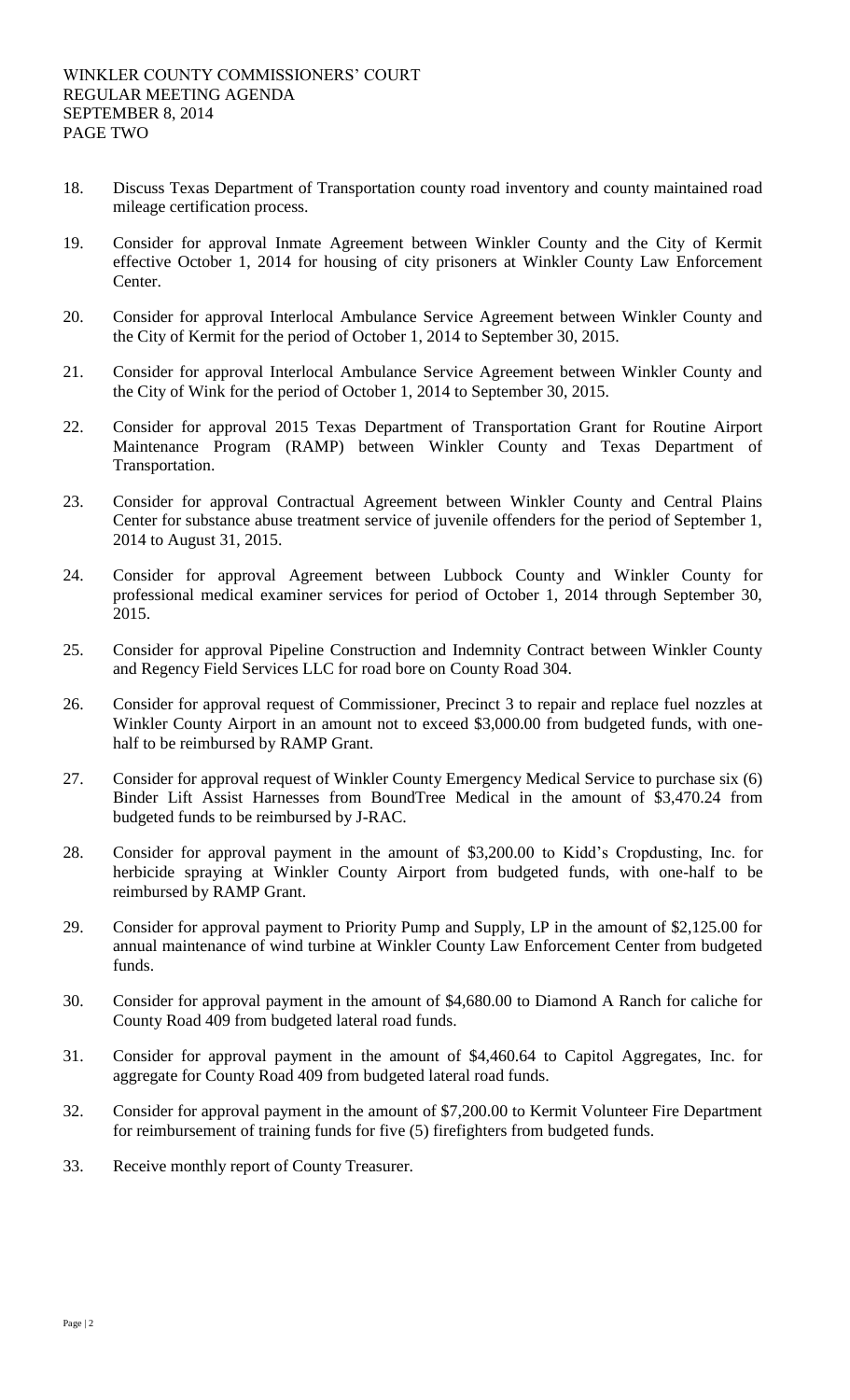WINKLER COUNTY COMMISSIONERS' COURT
REGULAR MEETING AGENDA
SEPTEMBER 8, 2014
PAGE TWO

18. Discuss Texas Department of Transportation county road inventory and county maintained road mileage certification process.

19. Consider for approval Inmate Agreement between Winkler County and the City of Kermit effective October 1, 2014 for housing of city prisoners at Winkler County Law Enforcement Center.

20. Consider for approval Interlocal Ambulance Service Agreement between Winkler County and the City of Kermit for the period of October 1, 2014 to September 30, 2015.

21. Consider for approval Interlocal Ambulance Service Agreement between Winkler County and the City of Wink for the period of October 1, 2014 to September 30, 2015.

22. Consider for approval 2015 Texas Department of Transportation Grant for Routine Airport Maintenance Program (RAMP) between Winkler County and Texas Department of Transportation.

23. Consider for approval Contractual Agreement between Winkler County and Central Plains Center for substance abuse treatment service of juvenile offenders for the period of September 1, 2014 to August 31, 2015.

24. Consider for approval Agreement between Lubbock County and Winkler County for professional medical examiner services for period of October 1, 2014 through September 30, 2015.

25. Consider for approval Pipeline Construction and Indemnity Contract between Winkler County and Regency Field Services LLC for road bore on County Road 304.

26. Consider for approval request of Commissioner, Precinct 3 to repair and replace fuel nozzles at Winkler County Airport in an amount not to exceed $3,000.00 from budgeted funds, with one-half to be reimbursed by RAMP Grant.

27. Consider for approval request of Winkler County Emergency Medical Service to purchase six (6) Binder Lift Assist Harnesses from BoundTree Medical in the amount of $3,470.24 from budgeted funds to be reimbursed by J-RAC.

28. Consider for approval payment in the amount of $3,200.00 to Kidd's Cropdusting, Inc. for herbicide spraying at Winkler County Airport from budgeted funds, with one-half to be reimbursed by RAMP Grant.

29. Consider for approval payment to Priority Pump and Supply, LP in the amount of $2,125.00 for annual maintenance of wind turbine at Winkler County Law Enforcement Center from budgeted funds.

30. Consider for approval payment in the amount of $4,680.00 to Diamond A Ranch for caliche for County Road 409 from budgeted lateral road funds.

31. Consider for approval payment in the amount of $4,460.64 to Capitol Aggregates, Inc. for aggregate for County Road 409 from budgeted lateral road funds.

32. Consider for approval payment in the amount of $7,200.00 to Kermit Volunteer Fire Department for reimbursement of training funds for five (5) firefighters from budgeted funds.

33. Receive monthly report of County Treasurer.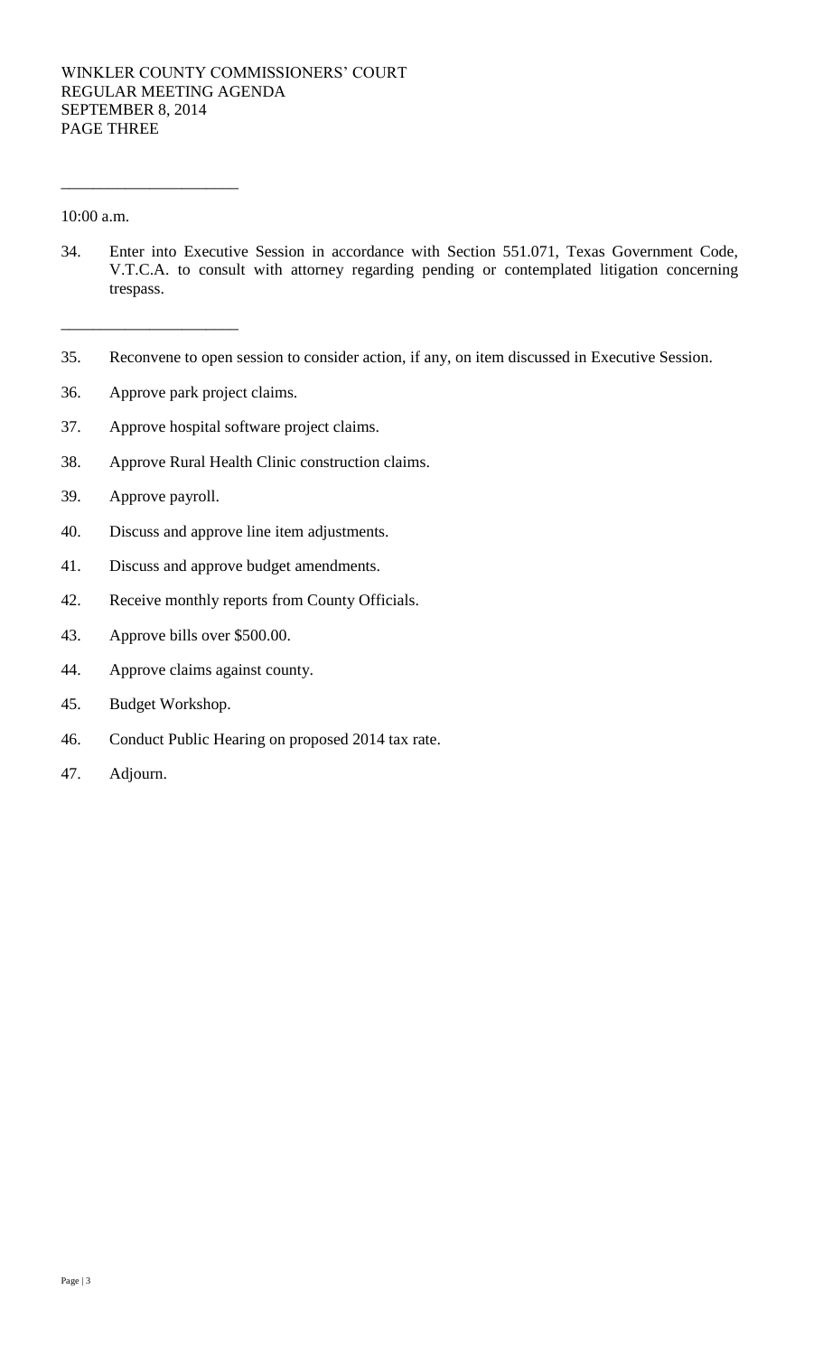10:00 a.m.

34. Enter into Executive Session in accordance with Section 551.071, Texas Government Code, V.T.C.A. to consult with attorney regarding pending or contemplated litigation concerning trespass.

______________________

35. Reconvene to open session to consider action, if any, on item discussed in Executive Session.

36. Approve park project claims.

37. Approve hospital software project claims.

38. Approve Rural Health Clinic construction claims.

39. Approve payroll.

40. Discuss and approve line item adjustments.

41. Discuss and approve budget amendments.

42. Receive monthly reports from County Officials.

43. Approve bills over $500.00.

44. Approve claims against county.

45. Budget Workshop.

46. Conduct Public Hearing on proposed 2014 tax rate.

47. Adjourn.